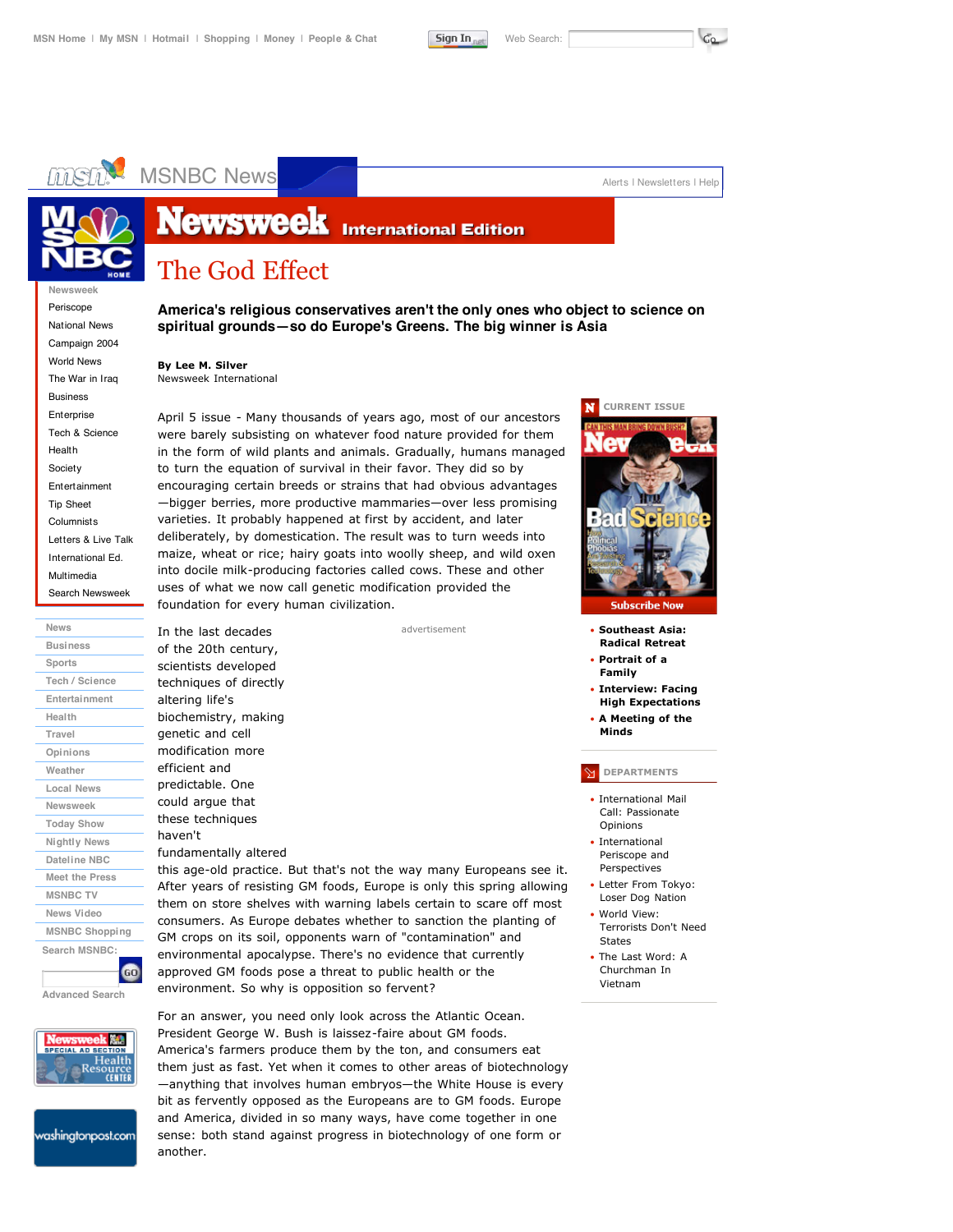# The God Effect

**America's religious conservatives aren't the only ones who object to science on spiritual grounds—so do Europe's Greens. The big winner is Asia**

**By Lee M. Silver**
Newsweek International

April 5 issue - Many thousands of years ago, most of our ancestors were barely subsisting on whatever food nature provided for them in the form of wild plants and animals. Gradually, humans managed to turn the equation of survival in their favor. They did so by encouraging certain breeds or strains that had obvious advantages—bigger berries, more productive mammaries—over less promising varieties. It probably happened at first by accident, and later deliberately, by domestication. The result was to turn weeds into maize, wheat or rice; hairy goats into woolly sheep, and wild oxen into docile milk-producing factories called cows. These and other uses of what we now call genetic modification provided the foundation for every human civilization.

In the last decades of the 20th century, scientists developed techniques of directly altering life's biochemistry, making genetic and cell modification more efficient and predictable. One could argue that these techniques haven't fundamentally altered this age-old practice. But that's not the way many Europeans see it. After years of resisting GM foods, Europe is only this spring allowing them on store shelves with warning labels certain to scare off most consumers. As Europe debates whether to sanction the planting of GM crops on its soil, opponents warn of "contamination" and environmental apocalypse. There's no evidence that currently approved GM foods pose a threat to public health or the environment. So why is opposition so fervent?

For an answer, you need only look across the Atlantic Ocean. President George W. Bush is laissez-faire about GM foods. America's farmers produce them by the ton, and consumers eat them just as fast. Yet when it comes to other areas of biotechnology—anything that involves human embryos—the White House is every bit as fervently opposed as the Europeans are to GM foods. Europe and America, divided in so many ways, have come together in one sense: both stand against progress in biotechnology of one form or another.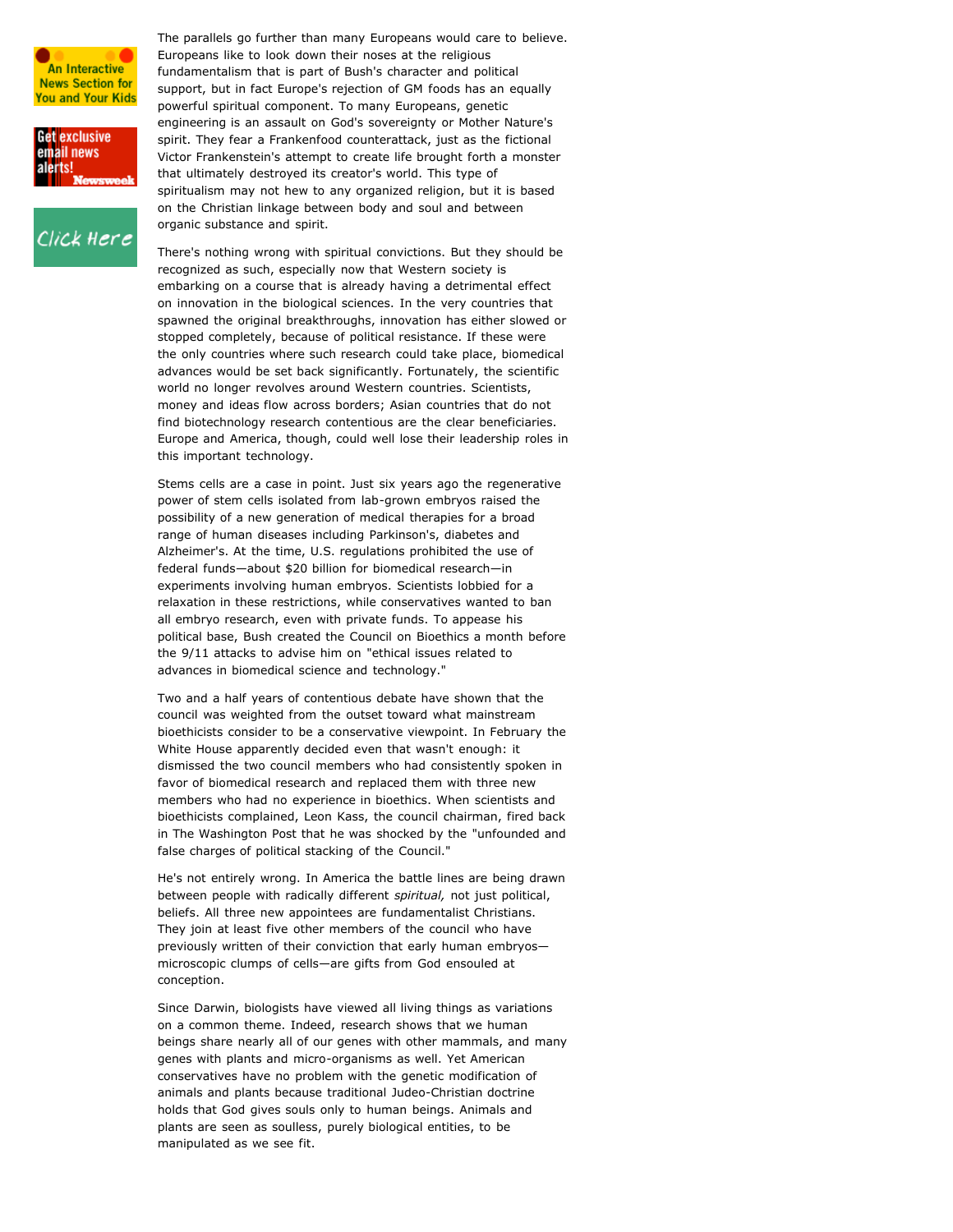The parallels go further than many Europeans would care to believe. Europeans like to look down their noses at the religious fundamentalism that is part of Bush's character and political support, but in fact Europe's rejection of GM foods has an equally powerful spiritual component. To many Europeans, genetic engineering is an assault on God's sovereignty or Mother Nature's spirit. They fear a Frankenfood counterattack, just as the fictional Victor Frankenstein's attempt to create life brought forth a monster that ultimately destroyed its creator's world. This type of spiritualism may not hew to any organized religion, but it is based on the Christian linkage between body and soul and between organic substance and spirit.

There's nothing wrong with spiritual convictions. But they should be recognized as such, especially now that Western society is embarking on a course that is already having a detrimental effect on innovation in the biological sciences. In the very countries that spawned the original breakthroughs, innovation has either slowed or stopped completely, because of political resistance. If these were the only countries where such research could take place, biomedical advances would be set back significantly. Fortunately, the scientific world no longer revolves around Western countries. Scientists, money and ideas flow across borders; Asian countries that do not find biotechnology research contentious are the clear beneficiaries. Europe and America, though, could well lose their leadership roles in this important technology.

Stems cells are a case in point. Just six years ago the regenerative power of stem cells isolated from lab-grown embryos raised the possibility of a new generation of medical therapies for a broad range of human diseases including Parkinson's, diabetes and Alzheimer's. At the time, U.S. regulations prohibited the use of federal funds—about $20 billion for biomedical research—in experiments involving human embryos. Scientists lobbied for a relaxation in these restrictions, while conservatives wanted to ban all embryo research, even with private funds. To appease his political base, Bush created the Council on Bioethics a month before the 9/11 attacks to advise him on "ethical issues related to advances in biomedical science and technology."

Two and a half years of contentious debate have shown that the council was weighted from the outset toward what mainstream bioethicists consider to be a conservative viewpoint. In February the White House apparently decided even that wasn't enough: it dismissed the two council members who had consistently spoken in favor of biomedical research and replaced them with three new members who had no experience in bioethics. When scientists and bioethicists complained, Leon Kass, the council chairman, fired back in The Washington Post that he was shocked by the "unfounded and false charges of political stacking of the Council."

He's not entirely wrong. In America the battle lines are being drawn between people with radically different *spiritual,* not just political, beliefs. All three new appointees are fundamentalist Christians. They join at least five other members of the council who have previously written of their conviction that early human embryos—microscopic clumps of cells—are gifts from God ensouled at conception.

Since Darwin, biologists have viewed all living things as variations on a common theme. Indeed, research shows that we human beings share nearly all of our genes with other mammals, and many genes with plants and micro-organisms as well. Yet American conservatives have no problem with the genetic modification of animals and plants because traditional Judeo-Christian doctrine holds that God gives souls only to human beings. Animals and plants are seen as soulless, purely biological entities, to be manipulated as we see fit.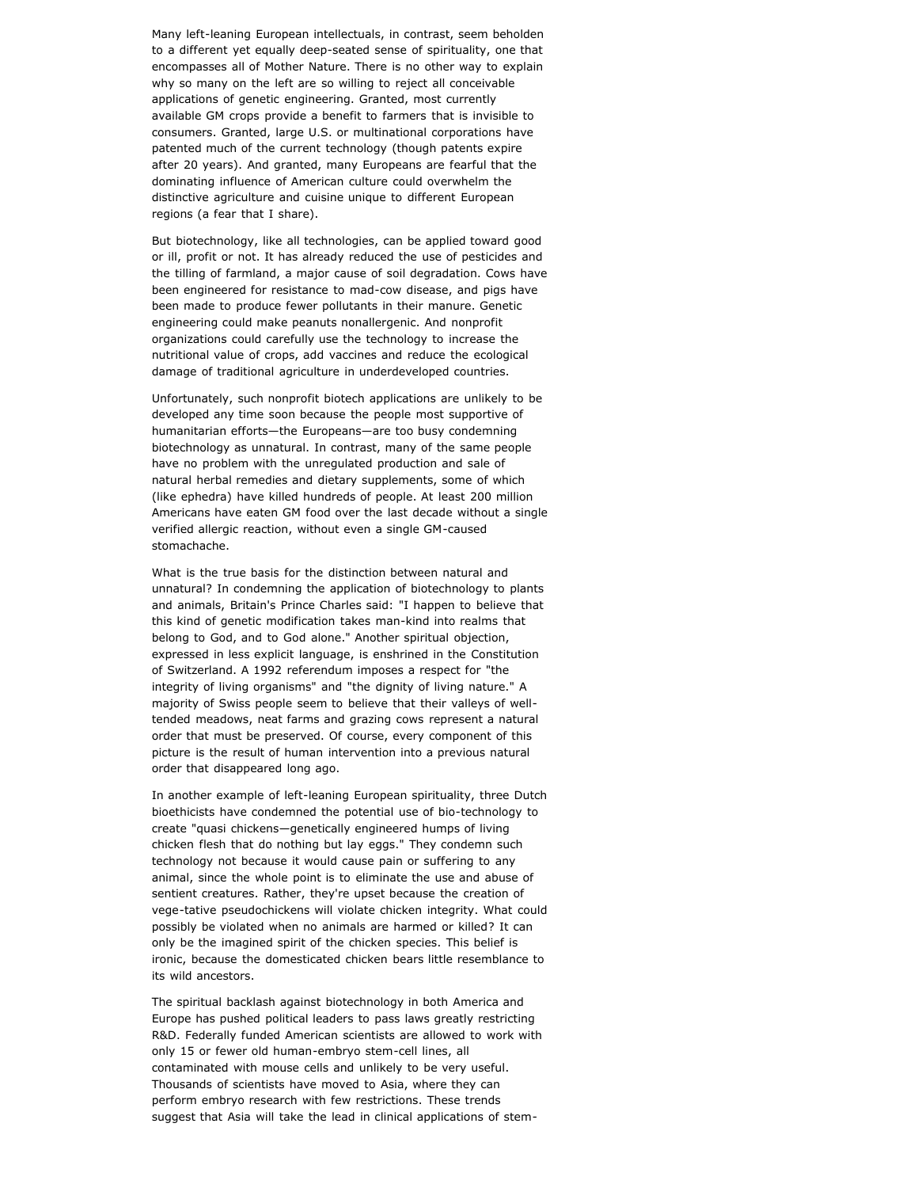Many left-leaning European intellectuals, in contrast, seem beholden to a different yet equally deep-seated sense of spirituality, one that encompasses all of Mother Nature. There is no other way to explain why so many on the left are so willing to reject all conceivable applications of genetic engineering. Granted, most currently available GM crops provide a benefit to farmers that is invisible to consumers. Granted, large U.S. or multinational corporations have patented much of the current technology (though patents expire after 20 years). And granted, many Europeans are fearful that the dominating influence of American culture could overwhelm the distinctive agriculture and cuisine unique to different European regions (a fear that I share).

But biotechnology, like all technologies, can be applied toward good or ill, profit or not. It has already reduced the use of pesticides and the tilling of farmland, a major cause of soil degradation. Cows have been engineered for resistance to mad-cow disease, and pigs have been made to produce fewer pollutants in their manure. Genetic engineering could make peanuts nonallergenic. And nonprofit organizations could carefully use the technology to increase the nutritional value of crops, add vaccines and reduce the ecological damage of traditional agriculture in underdeveloped countries.

Unfortunately, such nonprofit biotech applications are unlikely to be developed any time soon because the people most supportive of humanitarian efforts—the Europeans—are too busy condemning biotechnology as unnatural. In contrast, many of the same people have no problem with the unregulated production and sale of natural herbal remedies and dietary supplements, some of which (like ephedra) have killed hundreds of people. At least 200 million Americans have eaten GM food over the last decade without a single verified allergic reaction, without even a single GM-caused stomachache.

What is the true basis for the distinction between natural and unnatural? In condemning the application of biotechnology to plants and animals, Britain's Prince Charles said: "I happen to believe that this kind of genetic modification takes man-kind into realms that belong to God, and to God alone." Another spiritual objection, expressed in less explicit language, is enshrined in the Constitution of Switzerland. A 1992 referendum imposes a respect for "the integrity of living organisms" and "the dignity of living nature." A majority of Swiss people seem to believe that their valleys of well-tended meadows, neat farms and grazing cows represent a natural order that must be preserved. Of course, every component of this picture is the result of human intervention into a previous natural order that disappeared long ago.

In another example of left-leaning European spirituality, three Dutch bioethicists have condemned the potential use of bio-technology to create "quasi chickens—genetically engineered humps of living chicken flesh that do nothing but lay eggs." They condemn such technology not because it would cause pain or suffering to any animal, since the whole point is to eliminate the use and abuse of sentient creatures. Rather, they're upset because the creation of vege-tative pseudochickens will violate chicken integrity. What could possibly be violated when no animals are harmed or killed? It can only be the imagined spirit of the chicken species. This belief is ironic, because the domesticated chicken bears little resemblance to its wild ancestors.

The spiritual backlash against biotechnology in both America and Europe has pushed political leaders to pass laws greatly restricting R&D. Federally funded American scientists are allowed to work with only 15 or fewer old human-embryo stem-cell lines, all contaminated with mouse cells and unlikely to be very useful. Thousands of scientists have moved to Asia, where they can perform embryo research with few restrictions. These trends suggest that Asia will take the lead in clinical applications of stem-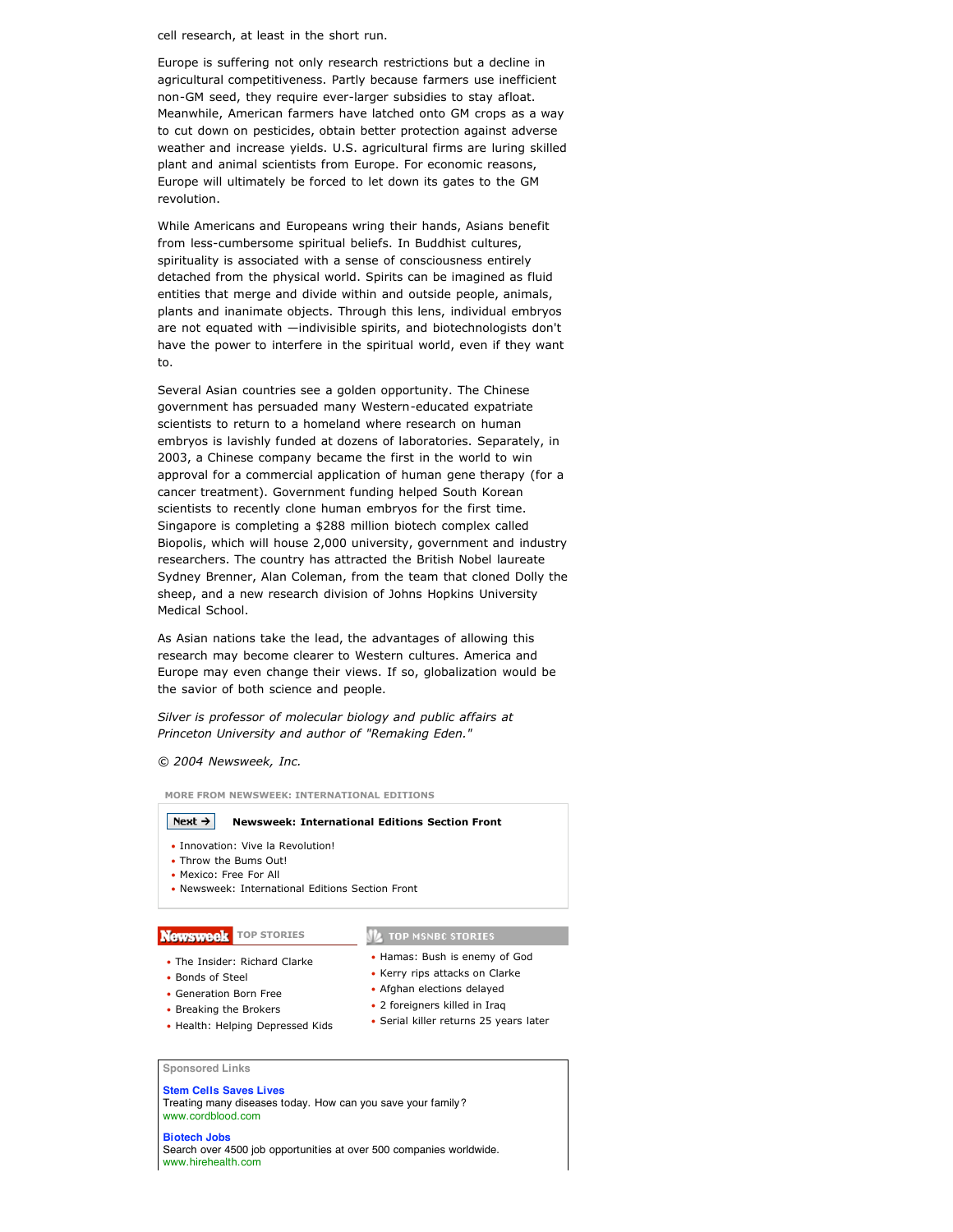cell research, at least in the short run.

Europe is suffering not only research restrictions but a decline in agricultural competitiveness. Partly because farmers use inefficient non-GM seed, they require ever-larger subsidies to stay afloat. Meanwhile, American farmers have latched onto GM crops as a way to cut down on pesticides, obtain better protection against adverse weather and increase yields. U.S. agricultural firms are luring skilled plant and animal scientists from Europe. For economic reasons, Europe will ultimately be forced to let down its gates to the GM revolution.

While Americans and Europeans wring their hands, Asians benefit from less-cumbersome spiritual beliefs. In Buddhist cultures, spirituality is associated with a sense of consciousness entirely detached from the physical world. Spirits can be imagined as fluid entities that merge and divide within and outside people, animals, plants and inanimate objects. Through this lens, individual embryos are not equated with —indivisible spirits, and biotechnologists don't have the power to interfere in the spiritual world, even if they want to.

Several Asian countries see a golden opportunity. The Chinese government has persuaded many Western-educated expatriate scientists to return to a homeland where research on human embryos is lavishly funded at dozens of laboratories. Separately, in 2003, a Chinese company became the first in the world to win approval for a commercial application of human gene therapy (for a cancer treatment). Government funding helped South Korean scientists to recently clone human embryos for the first time. Singapore is completing a $288 million biotech complex called Biopolis, which will house 2,000 university, government and industry researchers. The country has attracted the British Nobel laureate Sydney Brenner, Alan Coleman, from the team that cloned Dolly the sheep, and a new research division of Johns Hopkins University Medical School.

As Asian nations take the lead, the advantages of allowing this research may become clearer to Western cultures. America and Europe may even change their views. If so, globalization would be the savior of both science and people.

*Silver is professor of molecular biology and public affairs at Princeton University and author of "Remaking Eden."*

*© 2004 Newsweek, Inc.*

**MORE FROM NEWSWEEK: INTERNATIONAL EDITIONS**

Next → **Newsweek: International Editions Section Front**

- Innovation: Vive la Revolution!
- Throw the Bums Out!
- Mexico: Free For All
- Newsweek: International Editions Section Front

**Newsweek TOP STORIES**

- The Insider: Richard Clarke
- Bonds of Steel
- Generation Born Free
- Breaking the Brokers
- Health: Helping Depressed Kids

**TOP MSNBC STORIES**

- Hamas: Bush is enemy of God
- Kerry rips attacks on Clarke
- Afghan elections delayed
- 2 foreigners killed in Iraq
- Serial killer returns 25 years later

Sponsored Links

**Stem Cells Saves Lives**
Treating many diseases today. How can you save your family?
www.cordblood.com

**Biotech Jobs**
Search over 4500 job opportunities at over 500 companies worldwide.
www.hirehealth.com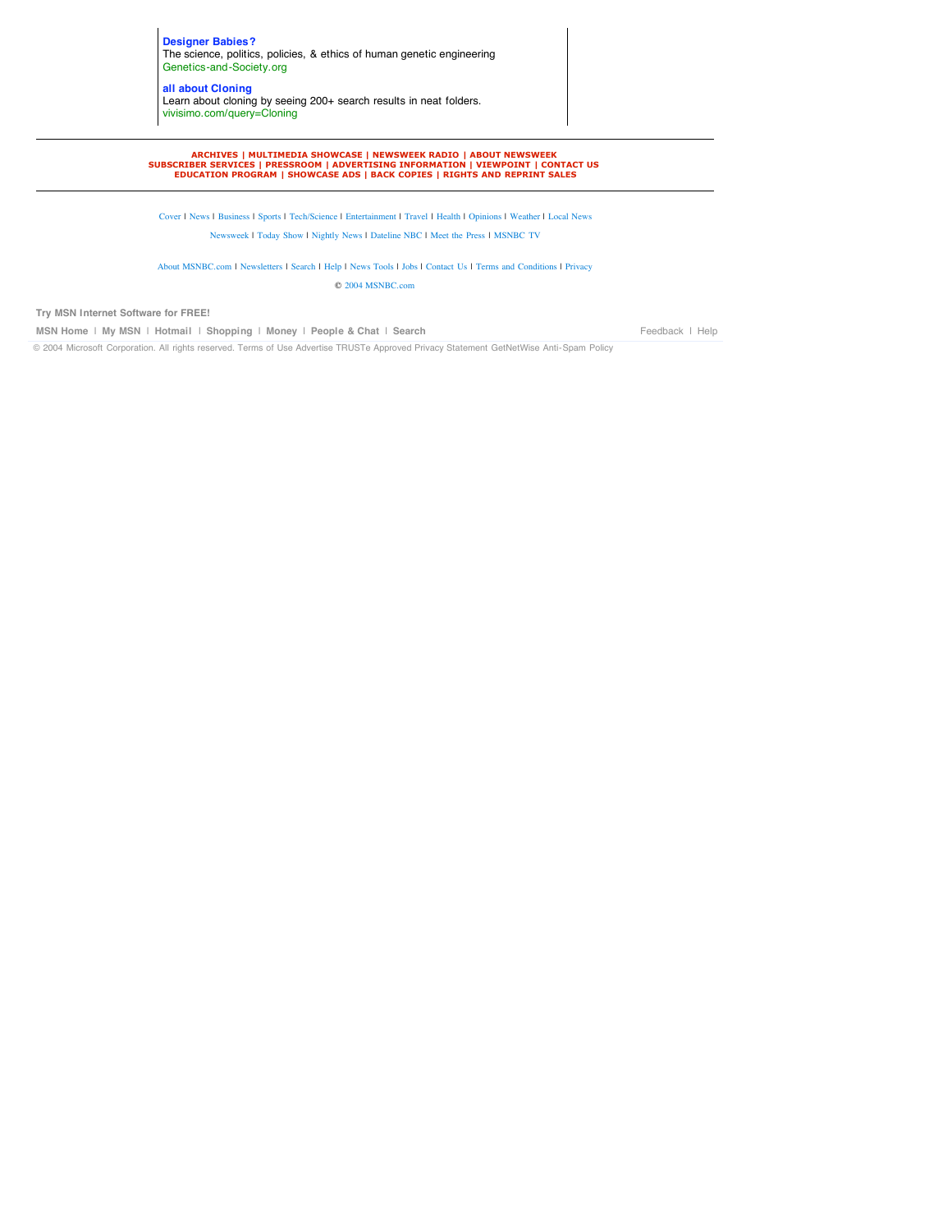**Designer Babies?**
The science, politics, policies, & ethics of human genetic engineering
Genetics-and-Society.org

**all about Cloning**
Learn about cloning by seeing 200+ search results in neat folders.
vivisimo.com/query=Cloning

---

**ARCHIVES | MULTIMEDIA SHOWCASE | NEWSWEEK RADIO | ABOUT NEWSWEEK**
**SUBSCRIBER SERVICES | PRESSROOM | ADVERTISING INFORMATION | VIEWPOINT | CONTACT US**
**EDUCATION PROGRAM | SHOWCASE ADS | BACK COPIES | RIGHTS AND REPRINT SALES**

---

Cover | News | Business | Sports | Tech/Science | Entertainment | Travel | Health | Opinions | Weather | Local News

Newsweek | Today Show | Nightly News | Dateline NBC | Meet the Press | MSNBC TV

About MSNBC.com | Newsletters | Search | Help | News Tools | Jobs | Contact Us | Terms and Conditions | Privacy

© 2004 MSNBC.com

**Try MSN Internet Software for FREE!**

**MSN Home | My MSN | Hotmail | Shopping | Money | People & Chat | Search**

Feedback | Help

© 2004 Microsoft Corporation. All rights reserved. Terms of Use Advertise TRUSTe Approved Privacy Statement GetNetWise Anti-Spam Policy